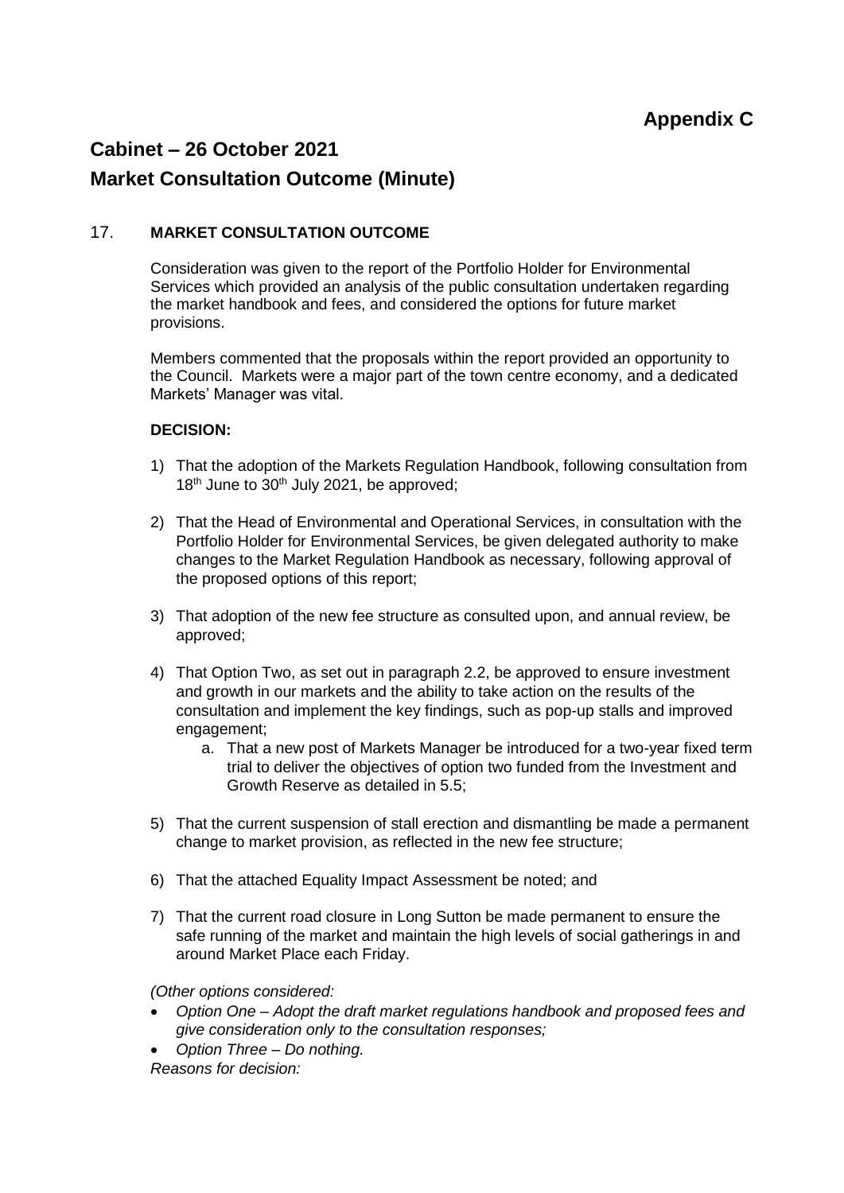**Appendix C**

# Cabinet – 26 October 2021

# Market Consultation Outcome (Minute)

17. **MARKET CONSULTATION OUTCOME**

Consideration was given to the report of the Portfolio Holder for Environmental Services which provided an analysis of the public consultation undertaken regarding the market handbook and fees, and considered the options for future market provisions.

Members commented that the proposals within the report provided an opportunity to the Council. Markets were a major part of the town centre economy, and a dedicated Markets' Manager was vital.

**DECISION:**

1) That the adoption of the Markets Regulation Handbook, following consultation from 18th June to 30th July 2021, be approved;

2) That the Head of Environmental and Operational Services, in consultation with the Portfolio Holder for Environmental Services, be given delegated authority to make changes to the Market Regulation Handbook as necessary, following approval of the proposed options of this report;

3) That adoption of the new fee structure as consulted upon, and annual review, be approved;

4) That Option Two, as set out in paragraph 2.2, be approved to ensure investment and growth in our markets and the ability to take action on the results of the consultation and implement the key findings, such as pop-up stalls and improved engagement;
    a. That a new post of Markets Manager be introduced for a two-year fixed term trial to deliver the objectives of option two funded from the Investment and Growth Reserve as detailed in 5.5;

5) That the current suspension of stall erection and dismantling be made a permanent change to market provision, as reflected in the new fee structure;

6) That the attached Equality Impact Assessment be noted; and

7) That the current road closure in Long Sutton be made permanent to ensure the safe running of the market and maintain the high levels of social gatherings in and around Market Place each Friday.

*(Other options considered:*

- *Option One – Adopt the draft market regulations handbook and proposed fees and give consideration only to the consultation responses;*
- *Option Three – Do nothing.*

*Reasons for decision:*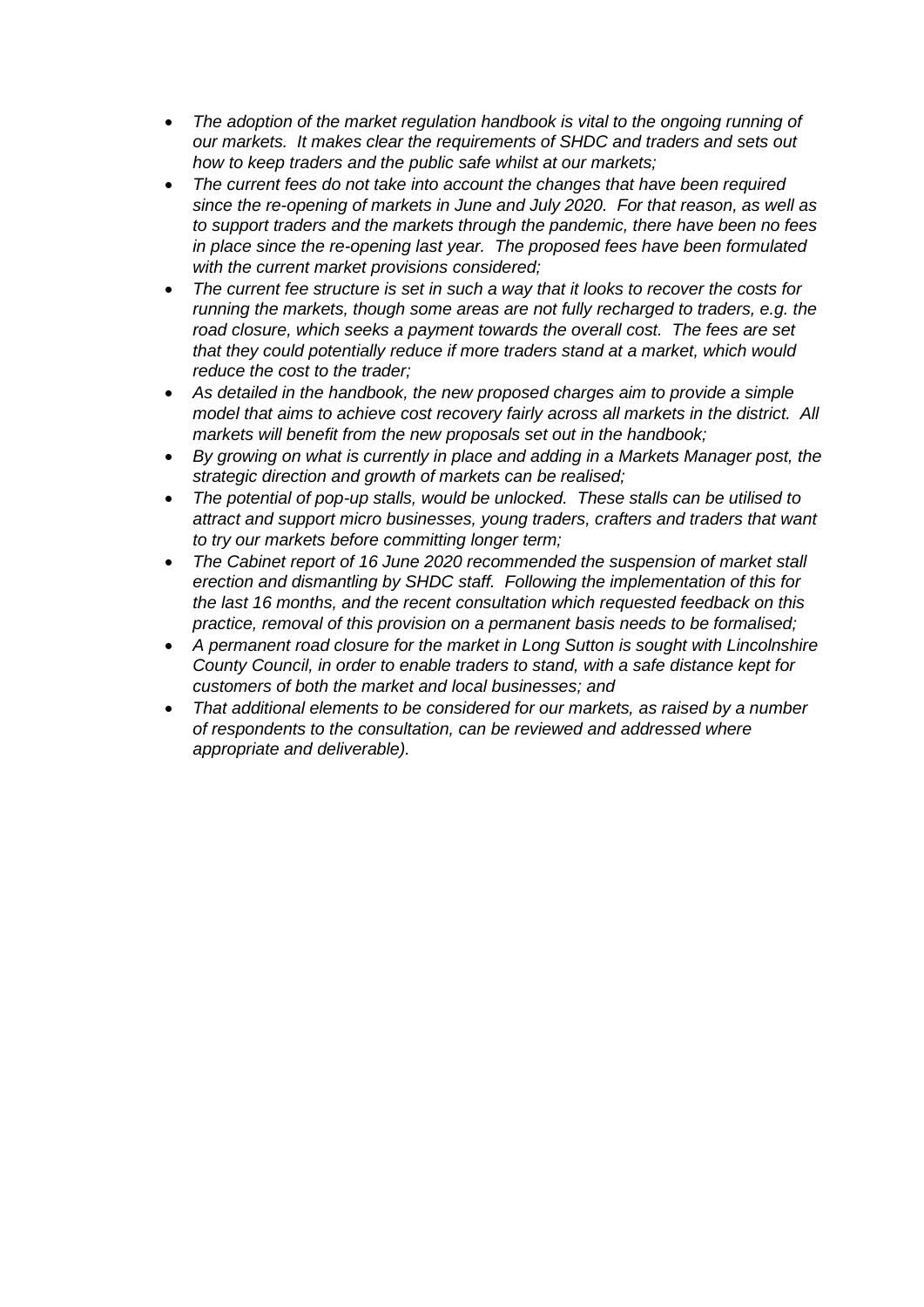- *The adoption of the market regulation handbook is vital to the ongoing running of our markets. It makes clear the requirements of SHDC and traders and sets out how to keep traders and the public safe whilst at our markets;*
- *The current fees do not take into account the changes that have been required since the re-opening of markets in June and July 2020. For that reason, as well as to support traders and the markets through the pandemic, there have been no fees in place since the re-opening last year. The proposed fees have been formulated with the current market provisions considered;*
- *The current fee structure is set in such a way that it looks to recover the costs for running the markets, though some areas are not fully recharged to traders, e.g. the road closure, which seeks a payment towards the overall cost. The fees are set that they could potentially reduce if more traders stand at a market, which would reduce the cost to the trader;*
- *As detailed in the handbook, the new proposed charges aim to provide a simple model that aims to achieve cost recovery fairly across all markets in the district. All markets will benefit from the new proposals set out in the handbook;*
- *By growing on what is currently in place and adding in a Markets Manager post, the strategic direction and growth of markets can be realised;*
- *The potential of pop-up stalls, would be unlocked. These stalls can be utilised to attract and support micro businesses, young traders, crafters and traders that want to try our markets before committing longer term;*
- *The Cabinet report of 16 June 2020 recommended the suspension of market stall erection and dismantling by SHDC staff. Following the implementation of this for the last 16 months, and the recent consultation which requested feedback on this practice, removal of this provision on a permanent basis needs to be formalised;*
- *A permanent road closure for the market in Long Sutton is sought with Lincolnshire County Council, in order to enable traders to stand, with a safe distance kept for customers of both the market and local businesses; and*
- *That additional elements to be considered for our markets, as raised by a number of respondents to the consultation, can be reviewed and addressed where appropriate and deliverable).*